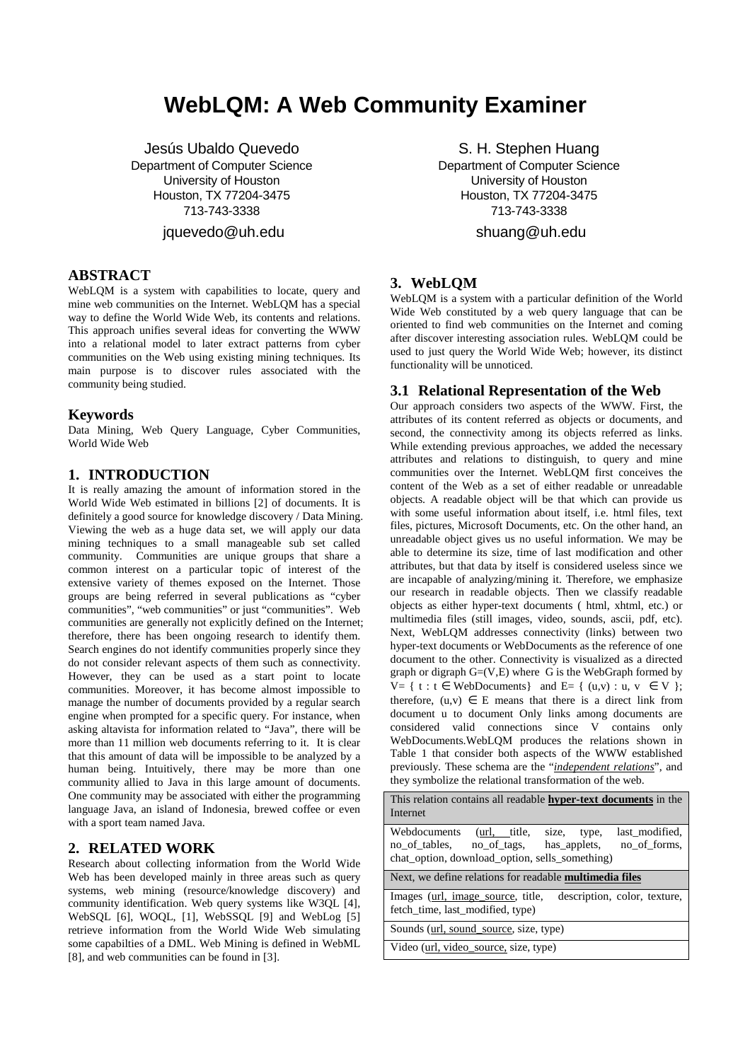# WebLQM: A Web Community Examiner

Jesús Ubaldo Quevedo
Department of Computer Science
University of Houston
Houston, TX 77204-3475
713-743-3338
jquevedo@uh.edu

S. H. Stephen Huang
Department of Computer Science
University of Houston
Houston, TX 77204-3475
713-743-3338
shuang@uh.edu

## ABSTRACT

WebLQM is a system with capabilities to locate, query and mine web communities on the Internet. WebLQM has a special way to define the World Wide Web, its contents and relations. This approach unifies several ideas for converting the WWW into a relational model to later extract patterns from cyber communities on the Web using existing mining techniques. Its main purpose is to discover rules associated with the community being studied.

### Keywords

Data Mining, Web Query Language, Cyber Communities, World Wide Web

## 1. INTRODUCTION

It is really amazing the amount of information stored in the World Wide Web estimated in billions [2] of documents. It is definitely a good source for knowledge discovery / Data Mining. Viewing the web as a huge data set, we will apply our data mining techniques to a small manageable sub set called community. Communities are unique groups that share a common interest on a particular topic of interest of the extensive variety of themes exposed on the Internet. Those groups are being referred in several publications as "cyber communities", "web communities" or just "communities". Web communities are generally not explicitly defined on the Internet; therefore, there has been ongoing research to identify them. Search engines do not identify communities properly since they do not consider relevant aspects of them such as connectivity. However, they can be used as a start point to locate communities. Moreover, it has become almost impossible to manage the number of documents provided by a regular search engine when prompted for a specific query. For instance, when asking altavista for information related to "Java", there will be more than 11 million web documents referring to it. It is clear that this amount of data will be impossible to be analyzed by a human being. Intuitively, there may be more than one community allied to Java in this large amount of documents. One community may be associated with either the programming language Java, an island of Indonesia, brewed coffee or even with a sport team named Java.

## 2. RELATED WORK

Research about collecting information from the World Wide Web has been developed mainly in three areas such as query systems, web mining (resource/knowledge discovery) and community identification. Web query systems like W3QL [4], WebSQL [6], WOQL, [1], WebSSQL [9] and WebLog [5] retrieve information from the World Wide Web simulating some capabilties of a DML. Web Mining is defined in WebML [8], and web communities can be found in [3].

## 3. WebLQM

WebLQM is a system with a particular definition of the World Wide Web constituted by a web query language that can be oriented to find web communities on the Internet and coming after discover interesting association rules. WebLQM could be used to just query the World Wide Web; however, its distinct functionality will be unnoticed.

### 3.1 Relational Representation of the Web

Our approach considers two aspects of the WWW. First, the attributes of its content referred as objects or documents, and second, the connectivity among its objects referred as links. While extending previous approaches, we added the necessary attributes and relations to distinguish, to query and mine communities over the Internet. WebLQM first conceives the content of the Web as a set of either readable or unreadable objects. A readable object will be that which can provide us with some useful information about itself, i.e. html files, text files, pictures, Microsoft Documents, etc. On the other hand, an unreadable object gives us no useful information. We may be able to determine its size, time of last modification and other attributes, but that data by itself is considered useless since we are incapable of analyzing/mining it. Therefore, we emphasize our research in readable objects. Then we classify readable objects as either hyper-text documents ( html, xhtml, etc.) or multimedia files (still images, video, sounds, ascii, pdf, etc). Next, WebLQM addresses connectivity (links) between two hyper-text documents or WebDocuments as the reference of one document to the other. Connectivity is visualized as a directed graph or digraph G=(V,E) where G is the WebGraph formed by $V= \{ t : t \in \text{WebDocuments}\}$ and $E= \{ (u,v) : u, v \in V \}$; therefore, $(u,v) \in E$ means that there is a direct link from document u to document Only links among documents are considered valid connections since V contains only WebDocuments.WebLQM produces the relations shown in Table 1 that consider both aspects of the WWW established previously. These schema are the "*independent relations*", and they symbolize the relational transformation of the web.

| This relation contains all readable **hyper-text documents** in the Internet |
|---|
| Webdocuments (url, title, size, type, last_modified, no_of_tables, no_of_tags, has_applets, no_of_forms, chat_option, download_option, sells_something) |
| Next, we define relations for readable **multimedia files** |
| Images (url, image_source, title, description, color, texture, fetch_time, last_modified, type) |
| Sounds (url, sound_source, size, type) |
| Video (url, video_source, size, type) |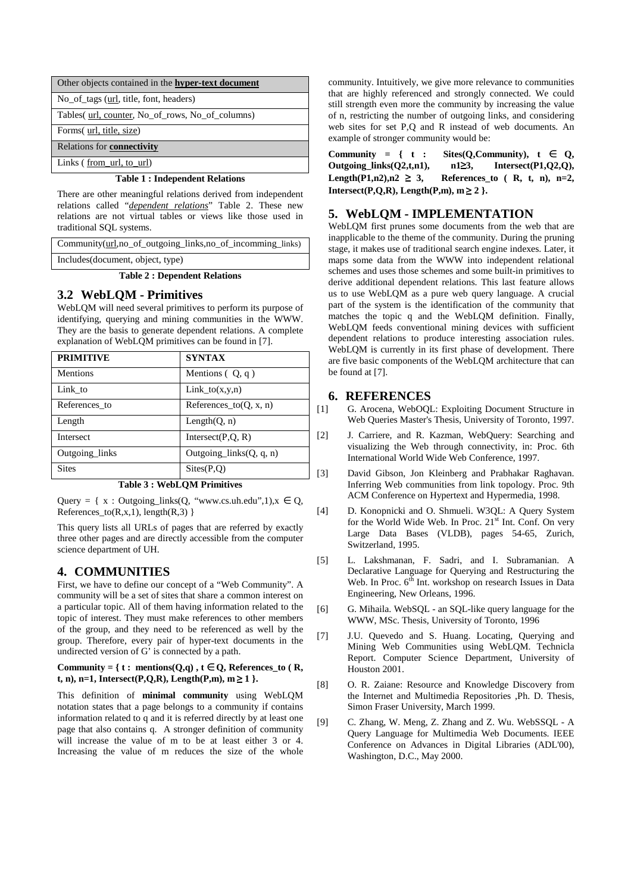| Other objects contained in the **hyper-text document** |
|---|
| No_of_tags (url, title, font, headers) |
| Tables( url, counter, No_of_rows, No_of_columns) |
| Forms( url, title, size) |
| Relations for **connectivity** |
| Links ( from_url, to_url) |

**Table 1 : Independent Relations**

There are other meaningful relations derived from independent relations called "*dependent relations*" Table 2. These new relations are not virtual tables or views like those used in traditional SQL systems.

| |
|---|
| Community(url,no_of_outgoing_links,no_of_incomming_links) |
| Includes(document, object, type) |

**Table 2 : Dependent Relations**

## 3.2 WebLQM - Primitives

WebLQM will need several primitives to perform its purpose of identifying, querying and mining communities in the WWW. They are the basis to generate dependent relations. A complete explanation of WebLQM primitives can be found in [7].

| PRIMITIVE | SYNTAX |
|---|---|
| Mentions | Mentions ( Q, q ) |
| Link_to | Link_to(x,y,n) |
| References_to | References_to(Q, x, n) |
| Length | Length(Q, n) |
| Intersect | Intersect(P,Q, R) |
| Outgoing_links | Outgoing_links(Q, q, n) |
| Sites | Sites(P,Q) |

**Table 3 : WebLQM Primitives**

Query = { x : Outgoing_links(Q, "www.cs.uh.edu",1),x $\in$ Q, References_to(R,x,1), length(R,3) }

This query lists all URLs of pages that are referred by exactly three other pages and are directly accessible from the computer science department of UH.

# 4. COMMUNITIES

First, we have to define our concept of a "Web Community". A community will be a set of sites that share a common interest on a particular topic. All of them having information related to the topic of interest. They must make references to other members of the group, and they need to be referenced as well by the group. Therefore, every pair of hyper-text documents in the undirected version of G' is connected by a path.

**Community = { t : mentions(Q,q) , t $\in$ Q, References_to ( R, t, n), n=1, Intersect(P,Q,R), Length(P,m), m $\geq$ 1 }.**

This definition of **minimal community** using WebLQM notation states that a page belongs to a community if contains information related to q and it is referred directly by at least one page that also contains q. A stronger definition of community will increase the value of m to be at least either 3 or 4. Increasing the value of m reduces the size of the whole community. Intuitively, we give more relevance to communities that are highly referenced and strongly connected. We could still strength even more the community by increasing the value of n, restricting the number of outgoing links, and considering web sites for set P,Q and R instead of web documents. An example of stronger community would be:

**Community = { t : Sites(Q,Community), t $\in$ Q, Outgoing_links(Q2,t,n1), n1$\geq$3, Intersect(P1,Q2,Q), Length(P1,n2),n2 $\geq$ 3, References_to ( R, t, n), n=2, Intersect(P,Q,R), Length(P,m), m $\geq$ 2 }.**

# 5. WebLQM - IMPLEMENTATION

WebLQM first prunes some documents from the web that are inapplicable to the theme of the community. During the pruning stage, it makes use of traditional search engine indexes. Later, it maps some data from the WWW into independent relational schemes and uses those schemes and some built-in primitives to derive additional dependent relations. This last feature allows us to use WebLQM as a pure web query language. A crucial part of the system is the identification of the community that matches the topic q and the WebLQM definition. Finally, WebLQM feeds conventional mining devices with sufficient dependent relations to produce interesting association rules. WebLQM is currently in its first phase of development. There are five basic components of the WebLQM architecture that can be found at [7].

# 6. REFERENCES

[1] G. Arocena, WebOQL: Exploiting Document Structure in Web Queries Master's Thesis, University of Toronto, 1997.

[2] J. Carriere, and R. Kazman, WebQuery: Searching and visualizing the Web through connectivity, in: Proc. 6th International World Wide Web Conference, 1997.

[3] David Gibson, Jon Kleinberg and Prabhakar Raghavan. Inferring Web communities from link topology. Proc. 9th ACM Conference on Hypertext and Hypermedia, 1998.

[4] D. Konopnicki and O. Shmueli. W3QL: A Query System for the World Wide Web. In Proc. 21st Int. Conf. On very Large Data Bases (VLDB), pages 54-65, Zurich, Switzerland, 1995.

[5] L. Lakshmanan, F. Sadri, and I. Subramanian. A Declarative Language for Querying and Restructuring the Web. In Proc. 6th Int. workshop on research Issues in Data Engineering, New Orleans, 1996.

[6] G. Mihaila. WebSQL - an SQL-like query language for the WWW, MSc. Thesis, University of Toronto, 1996

[7] J.U. Quevedo and S. Huang. Locating, Querying and Mining Web Communities using WebLQM. Technicla Report. Computer Science Department, University of Houston 2001.

[8] O. R. Zaiane: Resource and Knowledge Discovery from the Internet and Multimedia Repositories ,Ph. D. Thesis, Simon Fraser University, March 1999.

[9] C. Zhang, W. Meng, Z. Zhang and Z. Wu. WebSSQL - A Query Language for Multimedia Web Documents. IEEE Conference on Advances in Digital Libraries (ADL'00), Washington, D.C., May 2000.